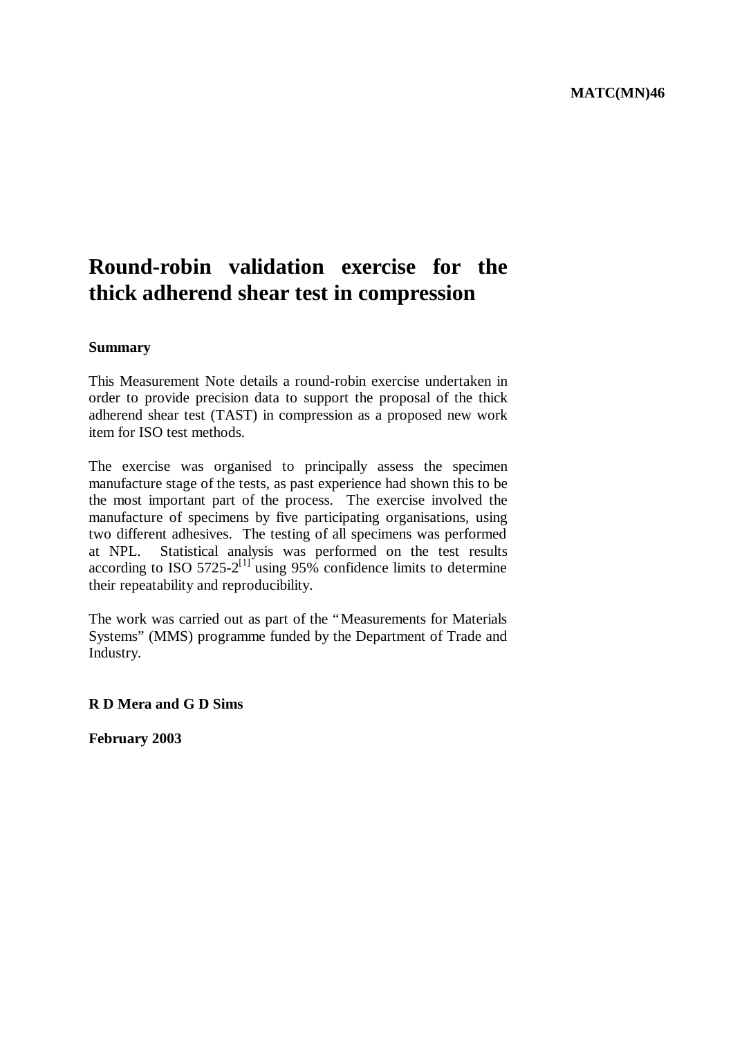MATC(MN)46

# Round-robin validation exercise for the thick adherend shear test in compression

## Summary

This Measurement Note details a round-robin exercise undertaken in order to provide precision data to support the proposal of the thick adherend shear test (TAST) in compression as a proposed new work item for ISO test methods.

The exercise was organised to principally assess the specimen manufacture stage of the tests, as past experience had shown this to be the most important part of the process. The exercise involved the manufacture of specimens by five participating organisations, using two different adhesives. The testing of all specimens was performed at NPL. Statistical analysis was performed on the test results according to ISO 5725-2[1] using 95% confidence limits to determine their repeatability and reproducibility.

The work was carried out as part of the "Measurements for Materials Systems" (MMS) programme funded by the Department of Trade and Industry.

**R D Mera and G D Sims**

**February 2003**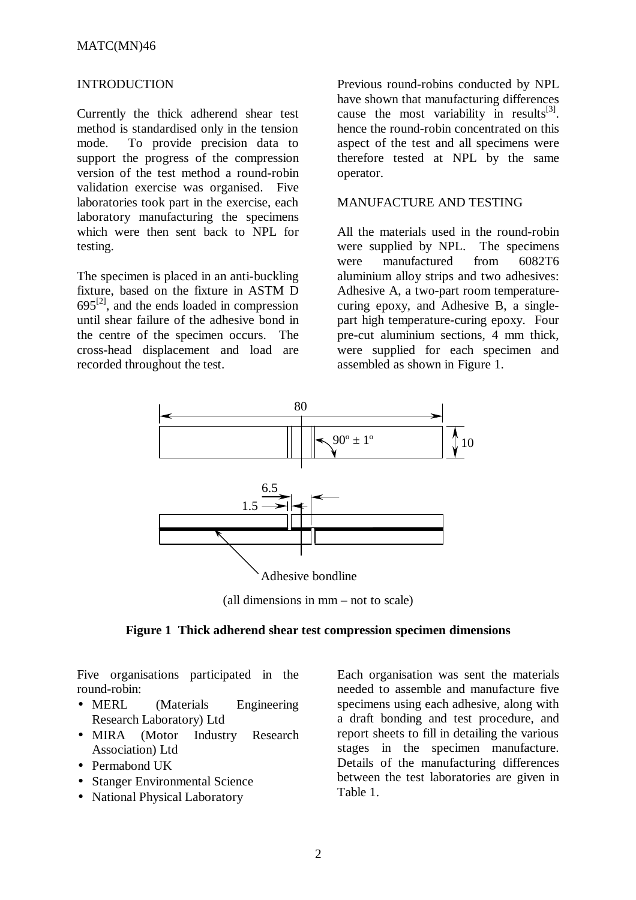## INTRODUCTION

Currently the thick adherend shear test method is standardised only in the tension mode. To provide precision data to support the progress of the compression version of the test method a round-robin validation exercise was organised. Five laboratories took part in the exercise, each laboratory manufacturing the specimens which were then sent back to NPL for testing.

The specimen is placed in an anti-buckling fixture, based on the fixture in ASTM D 695[2], and the ends loaded in compression until shear failure of the adhesive bond in the centre of the specimen occurs. The cross-head displacement and load are recorded throughout the test.

Previous round-robins conducted by NPL have shown that manufacturing differences cause the most variability in results[3]. hence the round-robin concentrated on this aspect of the test and all specimens were therefore tested at NPL by the same operator.

## MANUFACTURE AND TESTING

All the materials used in the round-robin were supplied by NPL. The specimens were manufactured from 6082T6 aluminium alloy strips and two adhesives: Adhesive A, a two-part room temperature-curing epoxy, and Adhesive B, a single-part high temperature-curing epoxy. Four pre-cut aluminium sections, 4 mm thick, were supplied for each specimen and assembled as shown in Figure 1.

80

90º ± 1º

10

6.5

1.5

Adhesive bondline

(all dimensions in mm – not to scale)

**Figure 1 Thick adherend shear test compression specimen dimensions**

Five organisations participated in the round-robin:

- MERL (Materials Engineering Research Laboratory) Ltd
- MIRA (Motor Industry Research Association) Ltd
- Permabond UK
- Stanger Environmental Science
- National Physical Laboratory

Each organisation was sent the materials needed to assemble and manufacture five specimens using each adhesive, along with a draft bonding and test procedure, and report sheets to fill in detailing the various stages in the specimen manufacture. Details of the manufacturing differences between the test laboratories are given in Table 1.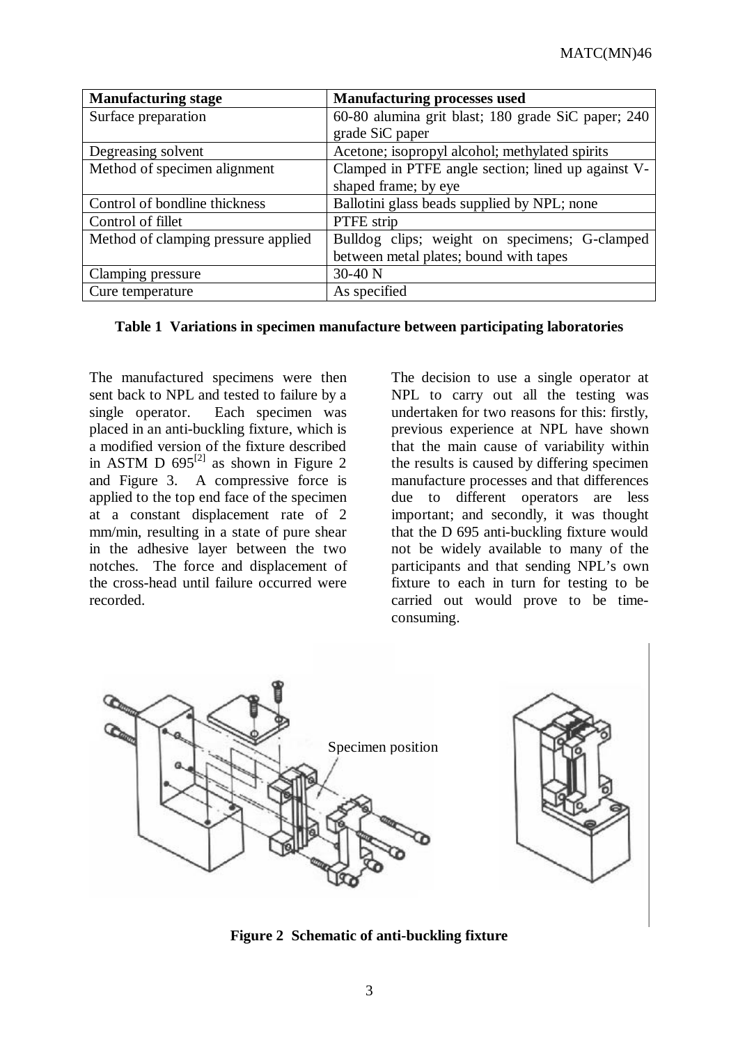| Manufacturing stage | Manufacturing processes used |
|---|---|
| Surface preparation | 60-80 alumina grit blast; 180 grade SiC paper; 240 grade SiC paper |
| Degreasing solvent | Acetone; isopropyl alcohol; methylated spirits |
| Method of specimen alignment | Clamped in PTFE angle section; lined up against V-shaped frame; by eye |
| Control of bondline thickness | Ballotini glass beads supplied by NPL; none |
| Control of fillet | PTFE strip |
| Method of clamping pressure applied | Bulldog clips; weight on specimens; G-clamped between metal plates; bound with tapes |
| Clamping pressure | 30-40 N |
| Cure temperature | As specified |

**Table 1 Variations in specimen manufacture between participating laboratories**

The manufactured specimens were then sent back to NPL and tested to failure by a single operator. Each specimen was placed in an anti-buckling fixture, which is a modified version of the fixture described in ASTM D 695[2] as shown in Figure 2 and Figure 3. A compressive force is applied to the top end face of the specimen at a constant displacement rate of 2 mm/min, resulting in a state of pure shear in the adhesive layer between the two notches. The force and displacement of the cross-head until failure occurred were recorded.

The decision to use a single operator at NPL to carry out all the testing was undertaken for two reasons for this: firstly, previous experience at NPL have shown that the main cause of variability within the results is caused by differing specimen manufacture processes and that differences due to different operators are less important; and secondly, it was thought that the D 695 anti-buckling fixture would not be widely available to many of the participants and that sending NPL's own fixture to each in turn for testing to be carried out would prove to be time-consuming.

Specimen position

**Figure 2 Schematic of anti-buckling fixture**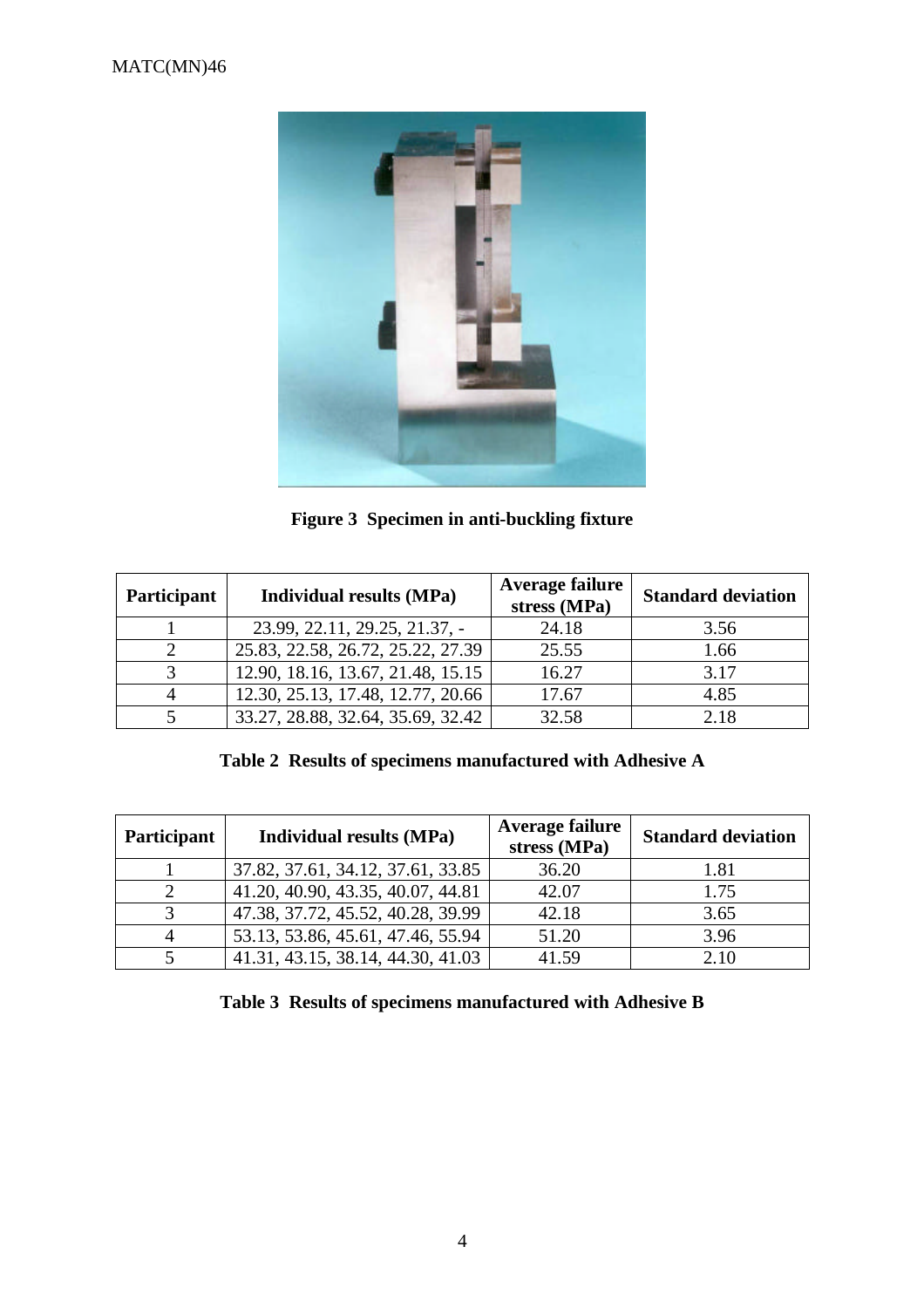Figure 3 Specimen in anti-buckling fixture

| Participant | Individual results (MPa) | Average failure stress (MPa) | Standard deviation |
|---|---|---|---|
| 1 | 23.99, 22.11, 29.25, 21.37, - | 24.18 | 3.56 |
| 2 | 25.83, 22.58, 26.72, 25.22, 27.39 | 25.55 | 1.66 |
| 3 | 12.90, 18.16, 13.67, 21.48, 15.15 | 16.27 | 3.17 |
| 4 | 12.30, 25.13, 17.48, 12.77, 20.66 | 17.67 | 4.85 |
| 5 | 33.27, 28.88, 32.64, 35.69, 32.42 | 32.58 | 2.18 |

**Table 2 Results of specimens manufactured with Adhesive A**

| Participant | Individual results (MPa) | Average failure stress (MPa) | Standard deviation |
|---|---|---|---|
| 1 | 37.82, 37.61, 34.12, 37.61, 33.85 | 36.20 | 1.81 |
| 2 | 41.20, 40.90, 43.35, 40.07, 44.81 | 42.07 | 1.75 |
| 3 | 47.38, 37.72, 45.52, 40.28, 39.99 | 42.18 | 3.65 |
| 4 | 53.13, 53.86, 45.61, 47.46, 55.94 | 51.20 | 3.96 |
| 5 | 41.31, 43.15, 38.14, 44.30, 41.03 | 41.59 | 2.10 |

**Table 3 Results of specimens manufactured with Adhesive B**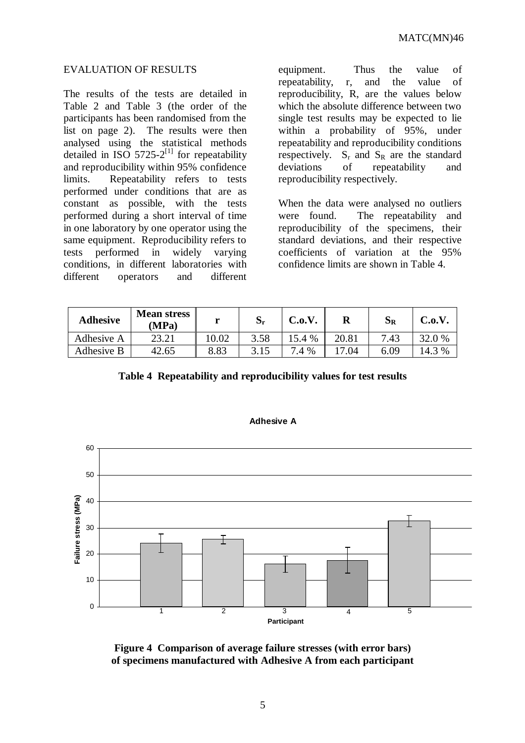## EVALUATION OF RESULTS

The results of the tests are detailed in Table 2 and Table 3 (the order of the participants has been randomised from the list on page 2). The results were then analysed using the statistical methods detailed in ISO 5725-2[1] for repeatability and reproducibility within 95% confidence limits. Repeatability refers to tests performed under conditions that are as constant as possible, with the tests performed during a short interval of time in one laboratory by one operator using the same equipment. Reproducibility refers to tests performed in widely varying conditions, in different laboratories with different operators and different equipment. Thus the value of repeatability, r, and the value of reproducibility, R, are the values below which the absolute difference between two single test results may be expected to lie within a probability of 95%, under repeatability and reproducibility conditions respectively. $S_r$ and $S_R$ are the standard deviations of repeatability and reproducibility respectively.

When the data were analysed no outliers were found. The repeatability and reproducibility of the specimens, their standard deviations, and their respective coefficients of variation at the 95% confidence limits are shown in Table 4.

| Adhesive | Mean stress (MPa) | r | $S_r$ | C.o.V. | R | $S_R$ | C.o.V. |
|---|---|---|---|---|---|---|---|
| Adhesive A | 23.21 | 10.02 | 3.58 | 15.4 % | 20.81 | 7.43 | 32.0 % |
| Adhesive B | 42.65 | 8.83 | 3.15 | 7.4 % | 17.04 | 6.09 | 14.3 % |

**Table 4 Repeatability and reproducibility values for test results**

**Figure 4 Comparison of average failure stresses (with error bars) of specimens manufactured with Adhesive A from each participant**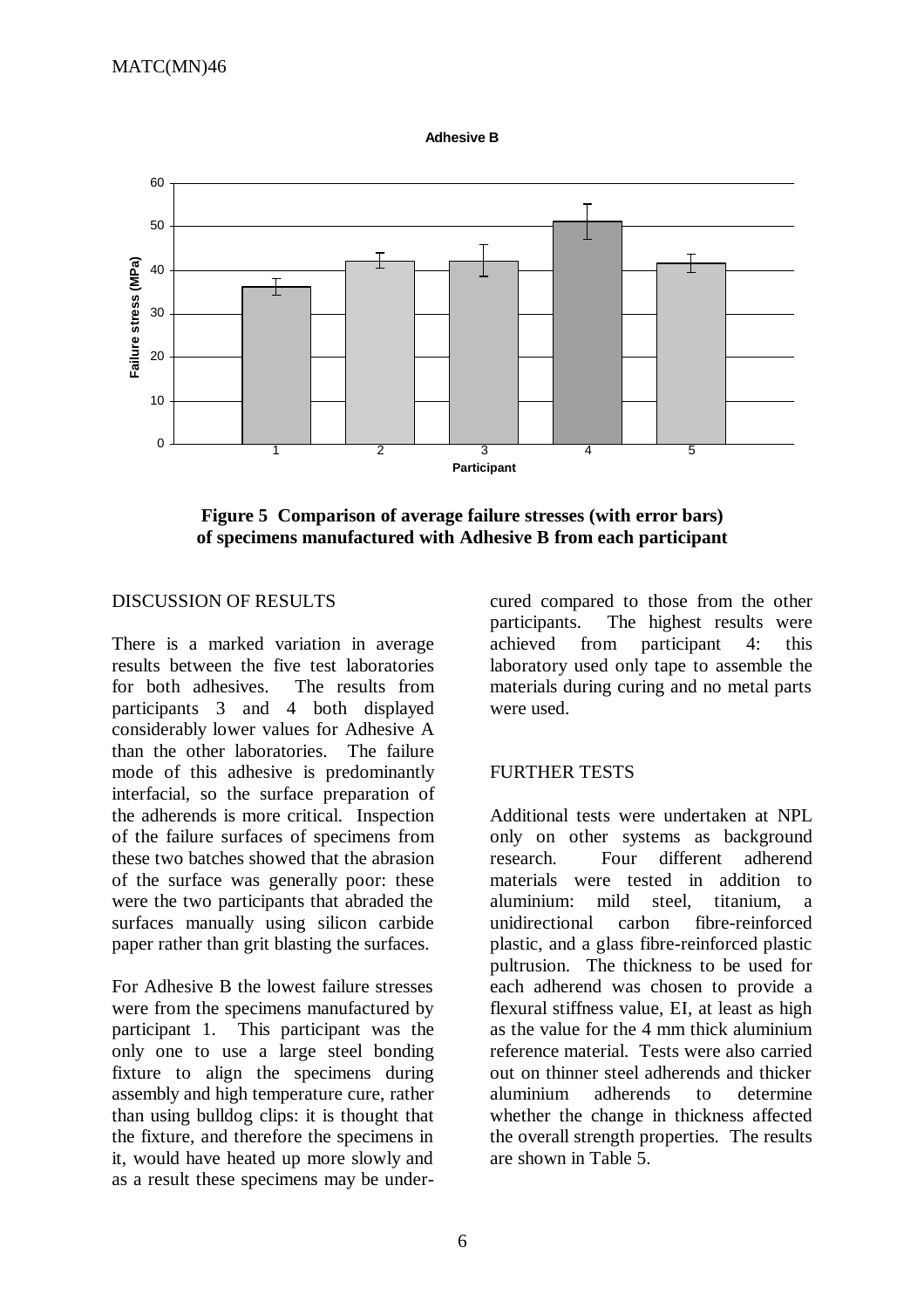**Figure 5 Comparison of average failure stresses (with error bars) of specimens manufactured with Adhesive B from each participant**

## DISCUSSION OF RESULTS

There is a marked variation in average results between the five test laboratories for both adhesives. The results from participants 3 and 4 both displayed considerably lower values for Adhesive A than the other laboratories. The failure mode of this adhesive is predominantly interfacial, so the surface preparation of the adherends is more critical. Inspection of the failure surfaces of specimens from these two batches showed that the abrasion of the surface was generally poor: these were the two participants that abraded the surfaces manually using silicon carbide paper rather than grit blasting the surfaces.

For Adhesive B the lowest failure stresses were from the specimens manufactured by participant 1. This participant was the only one to use a large steel bonding fixture to align the specimens during assembly and high temperature cure, rather than using bulldog clips: it is thought that the fixture, and therefore the specimens in it, would have heated up more slowly and as a result these specimens may be under-cured compared to those from the other participants. The highest results were achieved from participant 4: this laboratory used only tape to assemble the materials during curing and no metal parts were used.

## FURTHER TESTS

Additional tests were undertaken at NPL only on other systems as background research. Four different adherend materials were tested in addition to aluminium: mild steel, titanium, a unidirectional carbon fibre-reinforced plastic, and a glass fibre-reinforced plastic pultrusion. The thickness to be used for each adherend was chosen to provide a flexural stiffness value, EI, at least as high as the value for the 4 mm thick aluminium reference material. Tests were also carried out on thinner steel adherends and thicker aluminium adherends to determine whether the change in thickness affected the overall strength properties. The results are shown in Table 5.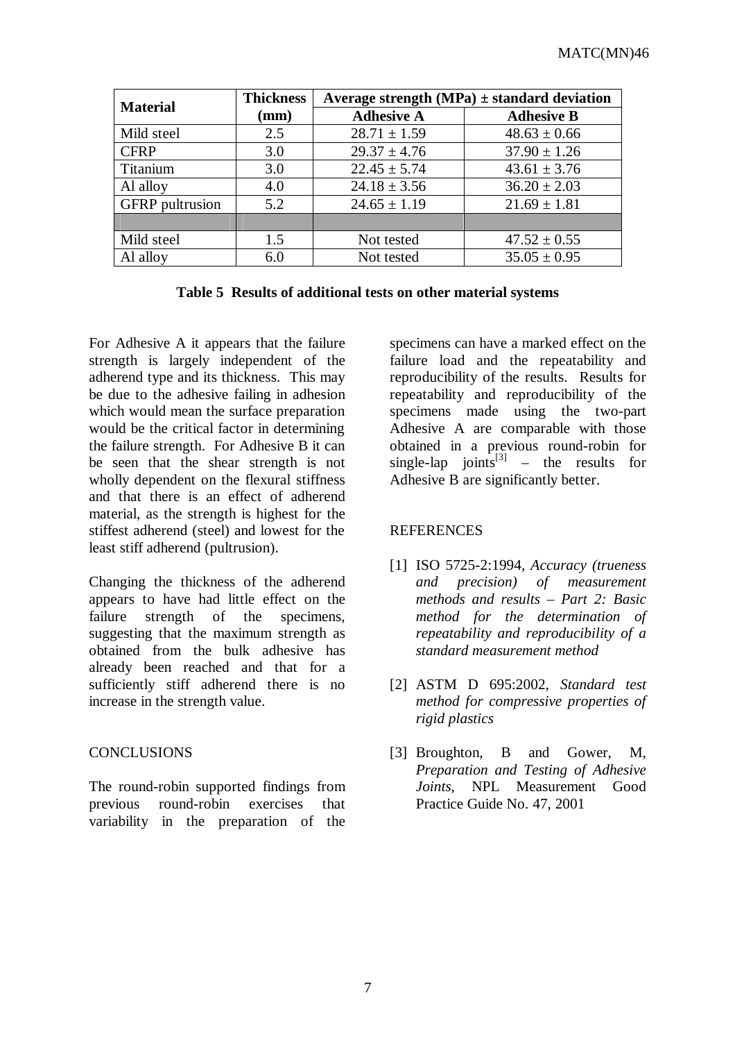| Material | Thickness (mm) | Average strength (MPa) ± standard deviation | |
|---|---|---|---|
| | | Adhesive A | Adhesive B |
| Mild steel | 2.5 | 28.71 ± 1.59 | 48.63 ± 0.66 |
| CFRP | 3.0 | 29.37 ± 4.76 | 37.90 ± 1.26 |
| Titanium | 3.0 | 22.45 ± 5.74 | 43.61 ± 3.76 |
| Al alloy | 4.0 | 24.18 ± 3.56 | 36.20 ± 2.03 |
| GFRP pultrusion | 5.2 | 24.65 ± 1.19 | 21.69 ± 1.81 |
| | | | |
| Mild steel | 1.5 | Not tested | 47.52 ± 0.55 |
| Al alloy | 6.0 | Not tested | 35.05 ± 0.95 |

**Table 5 Results of additional tests on other material systems**

For Adhesive A it appears that the failure strength is largely independent of the adherend type and its thickness. This may be due to the adhesive failing in adhesion which would mean the surface preparation would be the critical factor in determining the failure strength. For Adhesive B it can be seen that the shear strength is not wholly dependent on the flexural stiffness and that there is an effect of adherend material, as the strength is highest for the stiffest adherend (steel) and lowest for the least stiff adherend (pultrusion).

Changing the thickness of the adherend appears to have had little effect on the failure strength of the specimens, suggesting that the maximum strength as obtained from the bulk adhesive has already been reached and that for a sufficiently stiff adherend there is no increase in the strength value.

## CONCLUSIONS

The round-robin supported findings from previous round-robin exercises that variability in the preparation of the specimens can have a marked effect on the failure load and the repeatability and reproducibility of the results. Results for repeatability and reproducibility of the specimens made using the two-part Adhesive A are comparable with those obtained in a previous round-robin for single-lap joints[3] – the results for Adhesive B are significantly better.

## REFERENCES

[1] ISO 5725-2:1994, *Accuracy (trueness and precision) of measurement methods and results – Part 2: Basic method for the determination of repeatability and reproducibility of a standard measurement method*

[2] ASTM D 695:2002, *Standard test method for compressive properties of rigid plastics*

[3] Broughton, B and Gower, M, *Preparation and Testing of Adhesive Joints*, NPL Measurement Good Practice Guide No. 47, 2001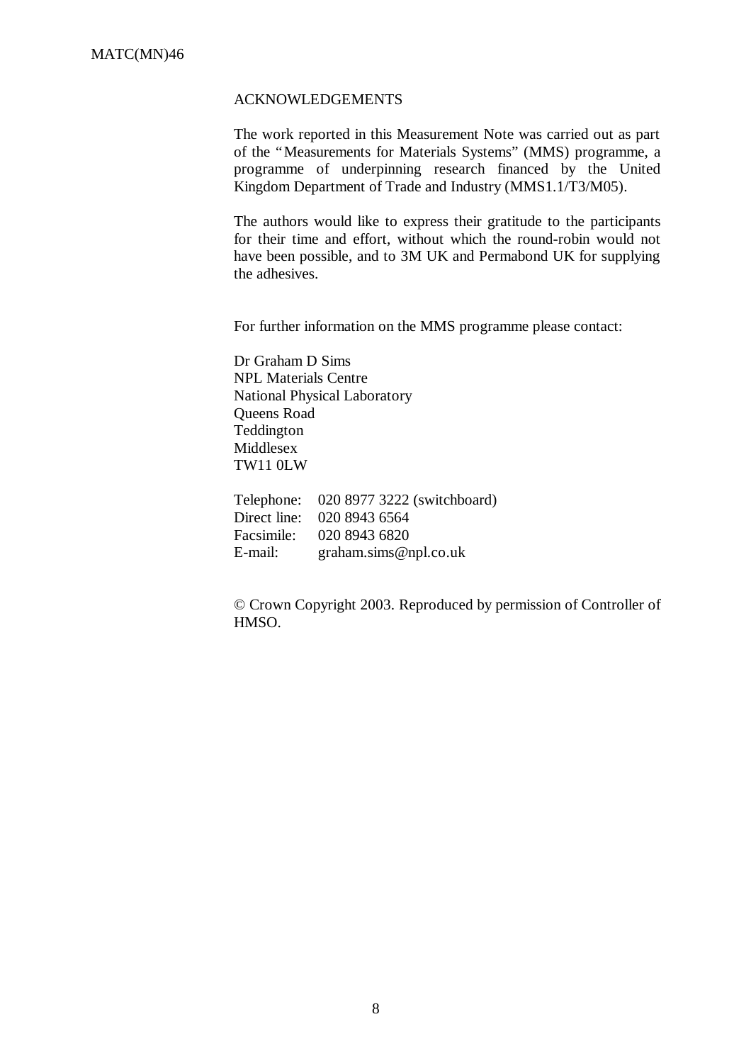## ACKNOWLEDGEMENTS

The work reported in this Measurement Note was carried out as part of the "Measurements for Materials Systems" (MMS) programme, a programme of underpinning research financed by the United Kingdom Department of Trade and Industry (MMS1.1/T3/M05).

The authors would like to express their gratitude to the participants for their time and effort, without which the round-robin would not have been possible, and to 3M UK and Permabond UK for supplying the adhesives.

For further information on the MMS programme please contact:

Dr Graham D Sims  
NPL Materials Centre  
National Physical Laboratory  
Queens Road  
Teddington  
Middlesex  
TW11 0LW

| | |
|---|---|
| Telephone: | 020 8977 3222 (switchboard) |
| Direct line: | 020 8943 6564 |
| Facsimile: | 020 8943 6820 |
| E-mail: | graham.sims@npl.co.uk |

© Crown Copyright 2003. Reproduced by permission of Controller of HMSO.